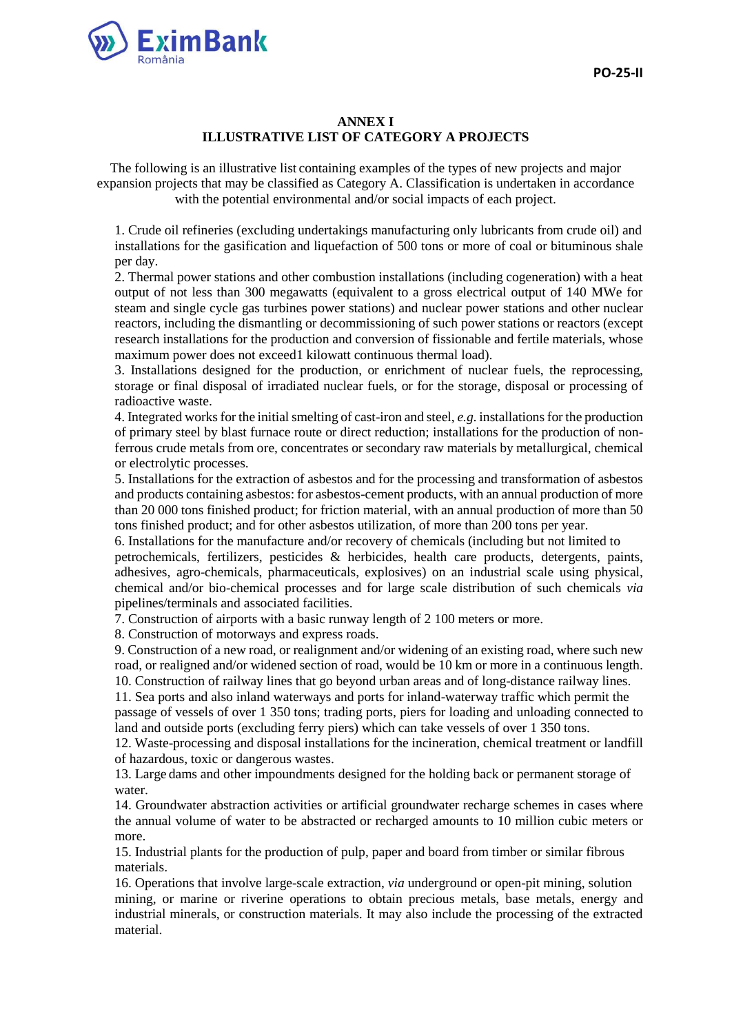# ANNEX I

## ILLUSTRATIVE LIST OF CATEGORY A PROJECTS

The following is an illustrative list containing examples of the types of new projects and major expansion projects that may be classified as Category A. Classification is undertaken in accordance with the potential environmental and/or social impacts of each project.

1. Crude oil refineries (excluding undertakings manufacturing only lubricants from crude oil) and installations for the gasification and liquefaction of 500 tons or more of coal or bituminous shale per day.
2. Thermal power stations and other combustion installations (including cogeneration) with a heat output of not less than 300 megawatts (equivalent to a gross electrical output of 140 MWe for steam and single cycle gas turbines power stations) and nuclear power stations and other nuclear reactors, including the dismantling or decommissioning of such power stations or reactors (except research installations for the production and conversion of fissionable and fertile materials, whose maximum power does not exceed1 kilowatt continuous thermal load).
3. Installations designed for the production, or enrichment of nuclear fuels, the reprocessing, storage or final disposal of irradiated nuclear fuels, or for the storage, disposal or processing of radioactive waste.
4. Integrated works for the initial smelting of cast-iron and steel, *e.g.* installations for the production of primary steel by blast furnace route or direct reduction; installations for the production of non-ferrous crude metals from ore, concentrates or secondary raw materials by metallurgical, chemical or electrolytic processes.
5. Installations for the extraction of asbestos and for the processing and transformation of asbestos and products containing asbestos: for asbestos-cement products, with an annual production of more than 20 000 tons finished product; for friction material, with an annual production of more than 50 tons finished product; and for other asbestos utilization, of more than 200 tons per year.
6. Installations for the manufacture and/or recovery of chemicals (including but not limited to petrochemicals, fertilizers, pesticides & herbicides, health care products, detergents, paints, adhesives, agro-chemicals, pharmaceuticals, explosives) on an industrial scale using physical, chemical and/or bio-chemical processes and for large scale distribution of such chemicals *via* pipelines/terminals and associated facilities.
7. Construction of airports with a basic runway length of 2 100 meters or more.
8. Construction of motorways and express roads.
9. Construction of a new road, or realignment and/or widening of an existing road, where such new road, or realigned and/or widened section of road, would be 10 km or more in a continuous length.
10. Construction of railway lines that go beyond urban areas and of long-distance railway lines.
11. Sea ports and also inland waterways and ports for inland-waterway traffic which permit the passage of vessels of over 1 350 tons; trading ports, piers for loading and unloading connected to land and outside ports (excluding ferry piers) which can take vessels of over 1 350 tons.
12. Waste-processing and disposal installations for the incineration, chemical treatment or landfill of hazardous, toxic or dangerous wastes.
13. Large dams and other impoundments designed for the holding back or permanent storage of water.
14. Groundwater abstraction activities or artificial groundwater recharge schemes in cases where the annual volume of water to be abstracted or recharged amounts to 10 million cubic meters or more.
15. Industrial plants for the production of pulp, paper and board from timber or similar fibrous materials.
16. Operations that involve large-scale extraction, *via* underground or open-pit mining, solution mining, or marine or riverine operations to obtain precious metals, base metals, energy and industrial minerals, or construction materials. It may also include the processing of the extracted material.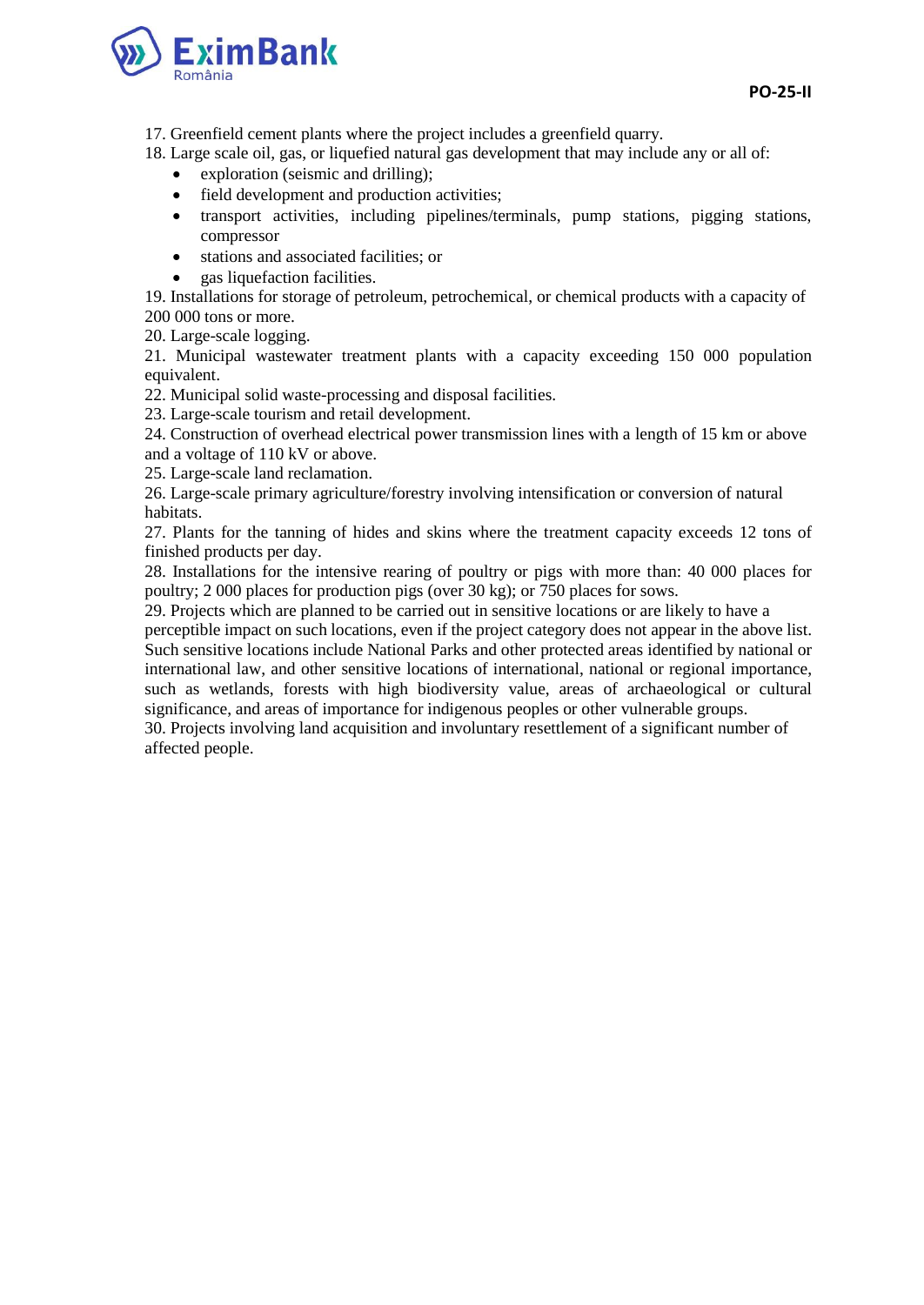17. Greenfield cement plants where the project includes a greenfield quarry.

18. Large scale oil, gas, or liquefied natural gas development that may include any or all of:

- exploration (seismic and drilling);
- field development and production activities;
- transport activities, including pipelines/terminals, pump stations, pigging stations, compressor
- stations and associated facilities; or
- gas liquefaction facilities.

19. Installations for storage of petroleum, petrochemical, or chemical products with a capacity of 200 000 tons or more.

20. Large-scale logging.

21. Municipal wastewater treatment plants with a capacity exceeding 150 000 population equivalent.

22. Municipal solid waste-processing and disposal facilities.

23. Large-scale tourism and retail development.

24. Construction of overhead electrical power transmission lines with a length of 15 km or above and a voltage of 110 kV or above.

25. Large-scale land reclamation.

26. Large-scale primary agriculture/forestry involving intensification or conversion of natural habitats.

27. Plants for the tanning of hides and skins where the treatment capacity exceeds 12 tons of finished products per day.

28. Installations for the intensive rearing of poultry or pigs with more than: 40 000 places for poultry; 2 000 places for production pigs (over 30 kg); or 750 places for sows.

29. Projects which are planned to be carried out in sensitive locations or are likely to have a perceptible impact on such locations, even if the project category does not appear in the above list. Such sensitive locations include National Parks and other protected areas identified by national or international law, and other sensitive locations of international, national or regional importance, such as wetlands, forests with high biodiversity value, areas of archaeological or cultural significance, and areas of importance for indigenous peoples or other vulnerable groups.

30. Projects involving land acquisition and involuntary resettlement of a significant number of affected people.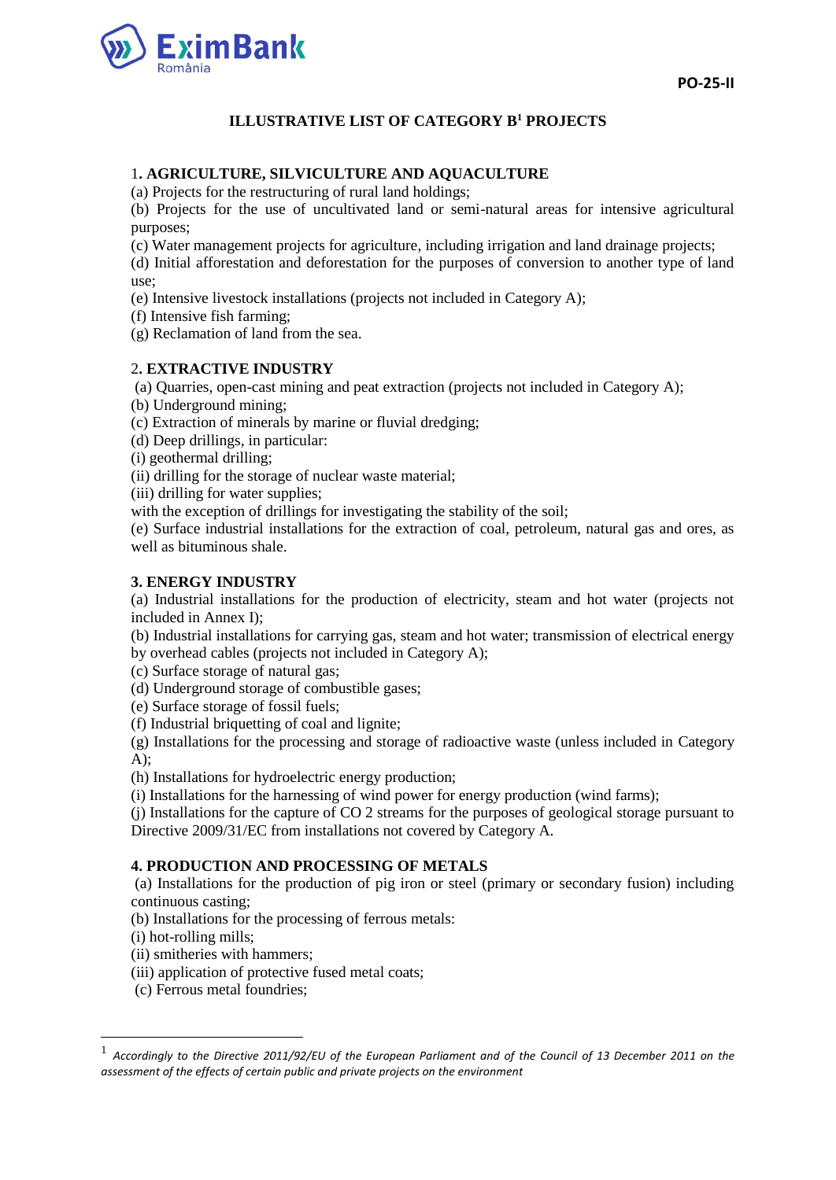PO-25-II

# ILLUSTRATIVE LIST OF CATEGORY B[1] PROJECTS

## 1. AGRICULTURE, SILVICULTURE AND AQUACULTURE

(a) Projects for the restructuring of rural land holdings;
(b) Projects for the use of uncultivated land or semi-natural areas for intensive agricultural purposes;
(c) Water management projects for agriculture, including irrigation and land drainage projects;
(d) Initial afforestation and deforestation for the purposes of conversion to another type of land use;
(e) Intensive livestock installations (projects not included in Category A);
(f) Intensive fish farming;
(g) Reclamation of land from the sea.

## 2. EXTRACTIVE INDUSTRY

(a) Quarries, open-cast mining and peat extraction (projects not included in Category A);
(b) Underground mining;
(c) Extraction of minerals by marine or fluvial dredging;
(d) Deep drillings, in particular:
(i) geothermal drilling;
(ii) drilling for the storage of nuclear waste material;
(iii) drilling for water supplies;
with the exception of drillings for investigating the stability of the soil;
(e) Surface industrial installations for the extraction of coal, petroleum, natural gas and ores, as well as bituminous shale.

## 3. ENERGY INDUSTRY

(a) Industrial installations for the production of electricity, steam and hot water (projects not included in Annex I);
(b) Industrial installations for carrying gas, steam and hot water; transmission of electrical energy by overhead cables (projects not included in Category A);
(c) Surface storage of natural gas;
(d) Underground storage of combustible gases;
(e) Surface storage of fossil fuels;
(f) Industrial briquetting of coal and lignite;
(g) Installations for the processing and storage of radioactive waste (unless included in Category A);
(h) Installations for hydroelectric energy production;
(i) Installations for the harnessing of wind power for energy production (wind farms);
(j) Installations for the capture of CO 2 streams for the purposes of geological storage pursuant to Directive 2009/31/EC from installations not covered by Category A.

## 4. PRODUCTION AND PROCESSING OF METALS

(a) Installations for the production of pig iron or steel (primary or secondary fusion) including continuous casting;
(b) Installations for the processing of ferrous metals:
(i) hot-rolling mills;
(ii) smitheries with hammers;
(iii) application of protective fused metal coats;
(c) Ferrous metal foundries;

---

[1] *Accordingly to the Directive 2011/92/EU of the European Parliament and of the Council of 13 December 2011 on the assessment of the effects of certain public and private projects on the environment*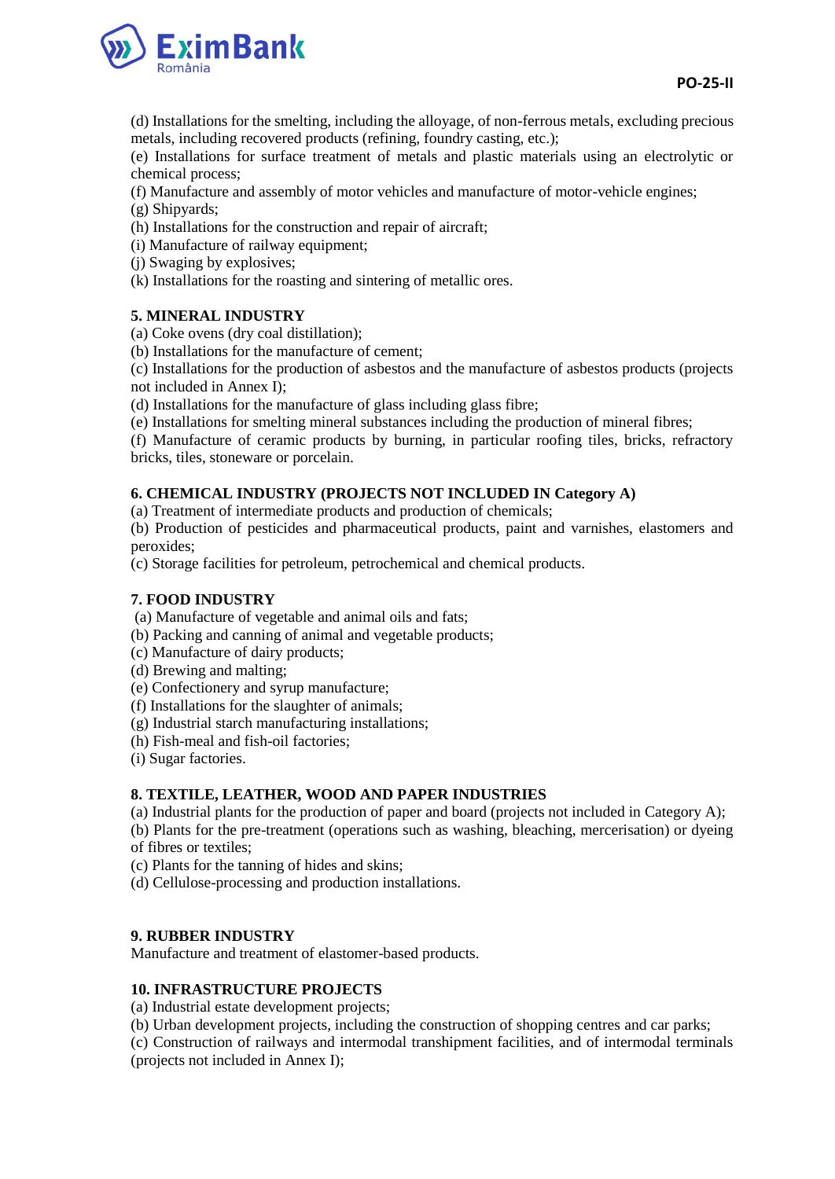(d) Installations for the smelting, including the alloyage, of non-ferrous metals, excluding precious metals, including recovered products (refining, foundry casting, etc.);
(e) Installations for surface treatment of metals and plastic materials using an electrolytic or chemical process;
(f) Manufacture and assembly of motor vehicles and manufacture of motor-vehicle engines;
(g) Shipyards;
(h) Installations for the construction and repair of aircraft;
(i) Manufacture of railway equipment;
(j) Swaging by explosives;
(k) Installations for the roasting and sintering of metallic ores.

**5. MINERAL INDUSTRY**
(a) Coke ovens (dry coal distillation);
(b) Installations for the manufacture of cement;
(c) Installations for the production of asbestos and the manufacture of asbestos products (projects not included in Annex I);
(d) Installations for the manufacture of glass including glass fibre;
(e) Installations for smelting mineral substances including the production of mineral fibres;
(f) Manufacture of ceramic products by burning, in particular roofing tiles, bricks, refractory bricks, tiles, stoneware or porcelain.

**6. CHEMICAL INDUSTRY (PROJECTS NOT INCLUDED IN Category A)**
(a) Treatment of intermediate products and production of chemicals;
(b) Production of pesticides and pharmaceutical products, paint and varnishes, elastomers and peroxides;
(c) Storage facilities for petroleum, petrochemical and chemical products.

**7. FOOD INDUSTRY**
(a) Manufacture of vegetable and animal oils and fats;
(b) Packing and canning of animal and vegetable products;
(c) Manufacture of dairy products;
(d) Brewing and malting;
(e) Confectionery and syrup manufacture;
(f) Installations for the slaughter of animals;
(g) Industrial starch manufacturing installations;
(h) Fish-meal and fish-oil factories;
(i) Sugar factories.

**8. TEXTILE, LEATHER, WOOD AND PAPER INDUSTRIES**
(a) Industrial plants for the production of paper and board (projects not included in Category A);
(b) Plants for the pre-treatment (operations such as washing, bleaching, mercerisation) or dyeing of fibres or textiles;
(c) Plants for the tanning of hides and skins;
(d) Cellulose-processing and production installations.

**9. RUBBER INDUSTRY**
Manufacture and treatment of elastomer-based products.

**10. INFRASTRUCTURE PROJECTS**
(a) Industrial estate development projects;
(b) Urban development projects, including the construction of shopping centres and car parks;
(c) Construction of railways and intermodal transhipment facilities, and of intermodal terminals (projects not included in Annex I);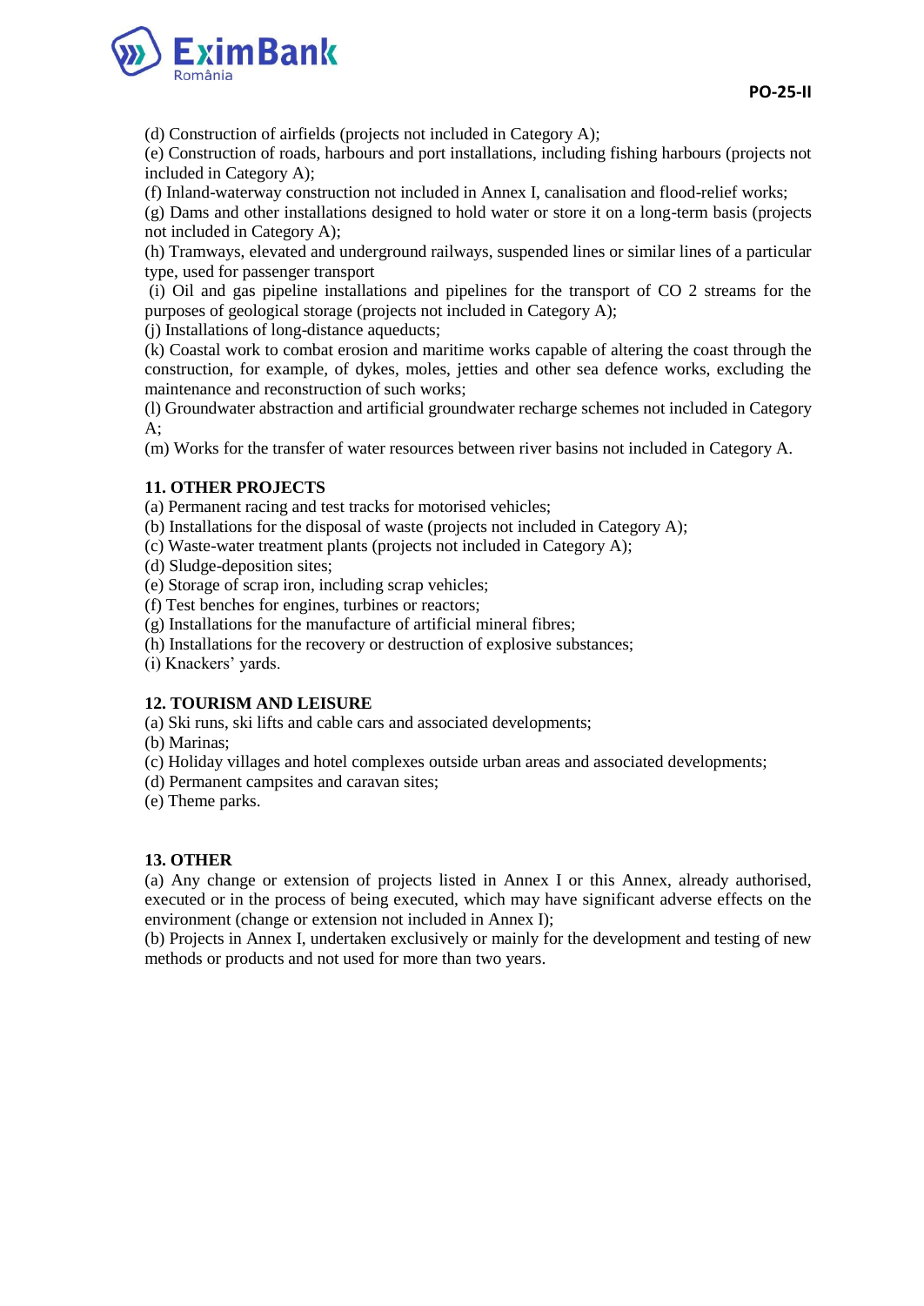(d) Construction of airfields (projects not included in Category A);
(e) Construction of roads, harbours and port installations, including fishing harbours (projects not included in Category A);
(f) Inland-waterway construction not included in Annex I, canalisation and flood-relief works;
(g) Dams and other installations designed to hold water or store it on a long-term basis (projects not included in Category A);
(h) Tramways, elevated and underground railways, suspended lines or similar lines of a particular type, used for passenger transport
(i) Oil and gas pipeline installations and pipelines for the transport of CO 2 streams for the purposes of geological storage (projects not included in Category A);
(j) Installations of long-distance aqueducts;
(k) Coastal work to combat erosion and maritime works capable of altering the coast through the construction, for example, of dykes, moles, jetties and other sea defence works, excluding the maintenance and reconstruction of such works;
(l) Groundwater abstraction and artificial groundwater recharge schemes not included in Category A;
(m) Works for the transfer of water resources between river basins not included in Category A.

**11. OTHER PROJECTS**

(a) Permanent racing and test tracks for motorised vehicles;
(b) Installations for the disposal of waste (projects not included in Category A);
(c) Waste-water treatment plants (projects not included in Category A);
(d) Sludge-deposition sites;
(e) Storage of scrap iron, including scrap vehicles;
(f) Test benches for engines, turbines or reactors;
(g) Installations for the manufacture of artificial mineral fibres;
(h) Installations for the recovery or destruction of explosive substances;
(i) Knackers' yards.

**12. TOURISM AND LEISURE**

(a) Ski runs, ski lifts and cable cars and associated developments;
(b) Marinas;
(c) Holiday villages and hotel complexes outside urban areas and associated developments;
(d) Permanent campsites and caravan sites;
(e) Theme parks.

**13. OTHER**

(a) Any change or extension of projects listed in Annex I or this Annex, already authorised, executed or in the process of being executed, which may have significant adverse effects on the environment (change or extension not included in Annex I);
(b) Projects in Annex I, undertaken exclusively or mainly for the development and testing of new methods or products and not used for more than two years.